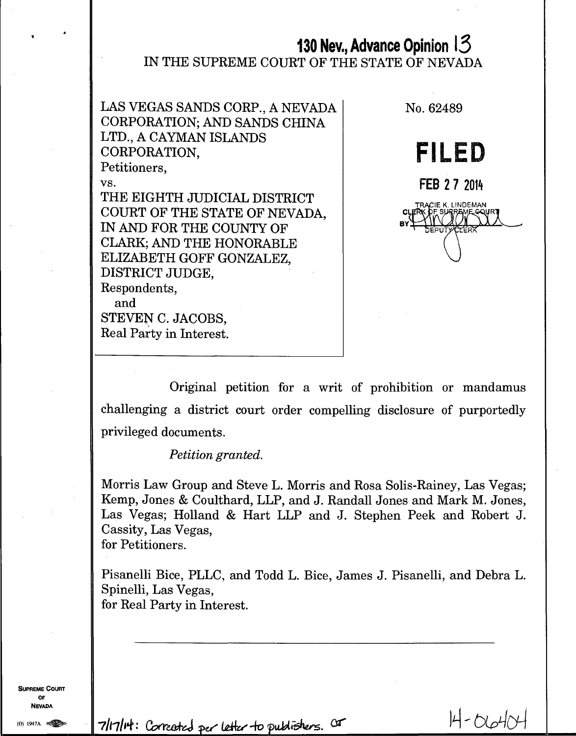# 130 Nev., Advance Opinion 13

IN THE SUPREME COURT OF THE STATE OF NEVADA

LAS VEGAS SANDS CORP., A NEVADA CORPORATION; AND SANDS CHINA LTD., A CAYMAN ISLANDS CORPORATION,
Petitioners,
vs.
THE EIGHTH JUDICIAL DISTRICT COURT OF THE STATE OF NEVADA, IN AND FOR THE COUNTY OF CLARK; AND THE HONORABLE ELIZABETH GOFF GONZALEZ, DISTRICT JUDGE,
Respondents,
and
STEVEN C. JACOBS,
Real Party in Interest.

No. 62489

**FILED**

FEB 27 2014

TRACIE K. LINDEMAN
CLERK OF SUPREME COURT
BY DEPUTY CLERK

Original petition for a writ of prohibition or mandamus challenging a district court order compelling disclosure of purportedly privileged documents.

*Petition granted.*

Morris Law Group and Steve L. Morris and Rosa Solis-Rainey, Las Vegas; Kemp, Jones & Coulthard, LLP, and J. Randall Jones and Mark M. Jones, Las Vegas; Holland & Hart LLP and J. Stephen Peek and Robert J. Cassity, Las Vegas,
for Petitioners.

Pisanelli Bice, PLLC, and Todd L. Bice, James J. Pisanelli, and Debra L. Spinelli, Las Vegas,
for Real Party in Interest.

---

7/17/14: Corrected per letter to publishers. CF

14-06404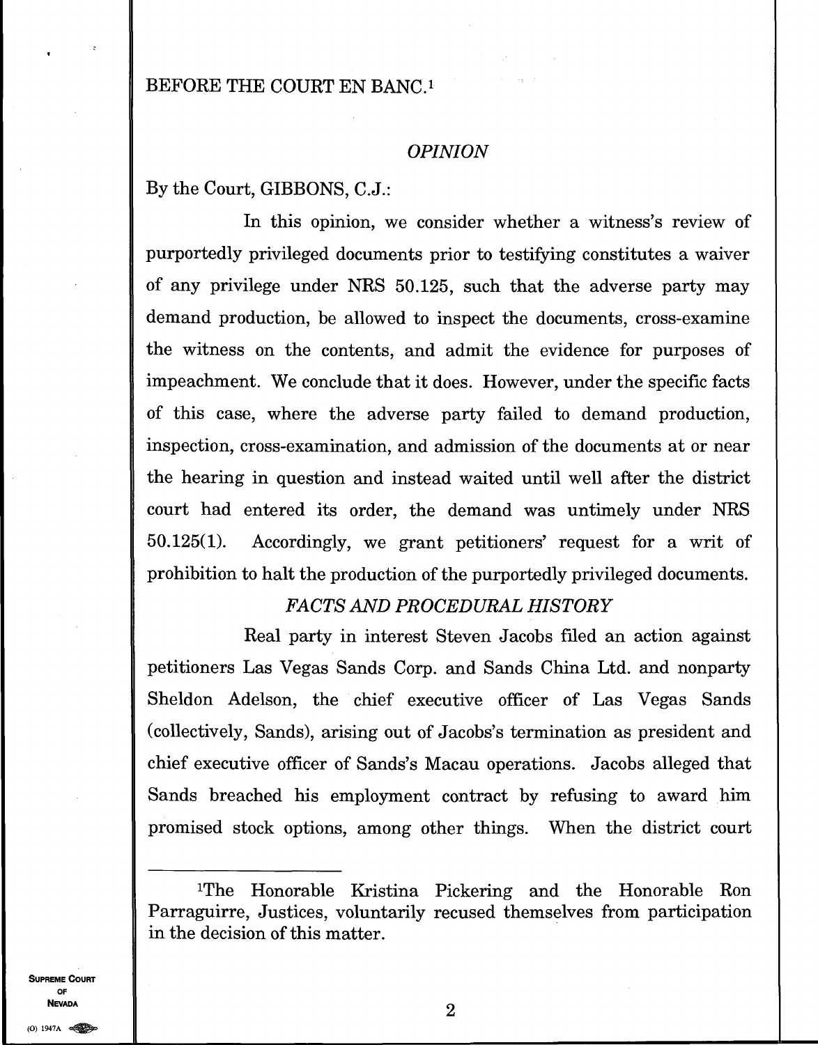BEFORE THE COURT EN BANC.[1]

## *OPINION*

By the Court, GIBBONS, C.J.:

In this opinion, we consider whether a witness's review of purportedly privileged documents prior to testifying constitutes a waiver of any privilege under NRS 50.125, such that the adverse party may demand production, be allowed to inspect the documents, cross-examine the witness on the contents, and admit the evidence for purposes of impeachment. We conclude that it does. However, under the specific facts of this case, where the adverse party failed to demand production, inspection, cross-examination, and admission of the documents at or near the hearing in question and instead waited until well after the district court had entered its order, the demand was untimely under NRS 50.125(1). Accordingly, we grant petitioners' request for a writ of prohibition to halt the production of the purportedly privileged documents.

## *FACTS AND PROCEDURAL HISTORY*

Real party in interest Steven Jacobs filed an action against petitioners Las Vegas Sands Corp. and Sands China Ltd. and nonparty Sheldon Adelson, the chief executive officer of Las Vegas Sands (collectively, Sands), arising out of Jacobs's termination as president and chief executive officer of Sands's Macau operations. Jacobs alleged that Sands breached his employment contract by refusing to award him promised stock options, among other things. When the district court

---

[1]The Honorable Kristina Pickering and the Honorable Ron Parraguirre, Justices, voluntarily recused themselves from participation in the decision of this matter.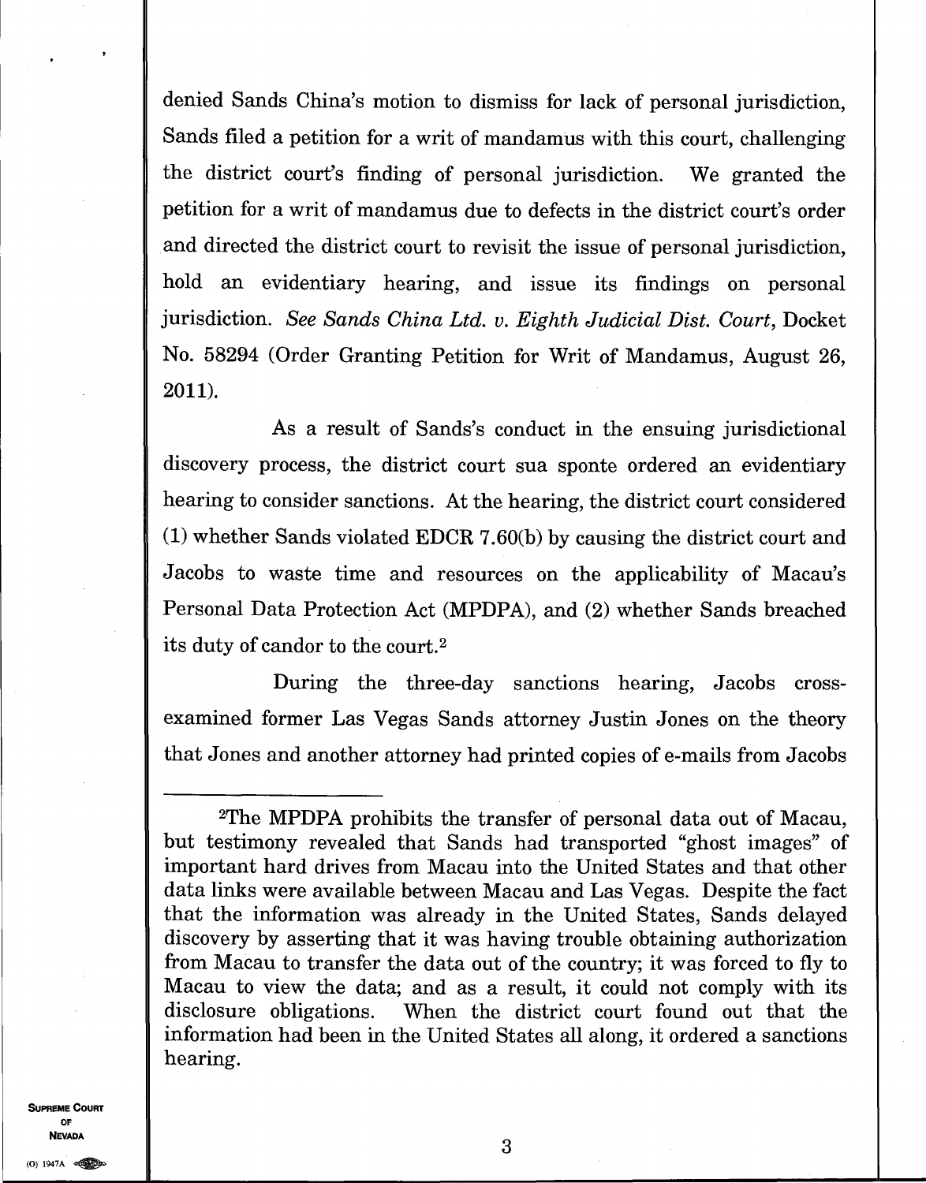denied Sands China's motion to dismiss for lack of personal jurisdiction, Sands filed a petition for a writ of mandamus with this court, challenging the district court's finding of personal jurisdiction. We granted the petition for a writ of mandamus due to defects in the district court's order and directed the district court to revisit the issue of personal jurisdiction, hold an evidentiary hearing, and issue its findings on personal jurisdiction. *See Sands China Ltd. v. Eighth Judicial Dist. Court*, Docket No. 58294 (Order Granting Petition for Writ of Mandamus, August 26, 2011).

As a result of Sands's conduct in the ensuing jurisdictional discovery process, the district court sua sponte ordered an evidentiary hearing to consider sanctions. At the hearing, the district court considered (1) whether Sands violated EDCR 7.60(b) by causing the district court and Jacobs to waste time and resources on the applicability of Macau's Personal Data Protection Act (MPDPA), and (2) whether Sands breached its duty of candor to the court.[2]

During the three-day sanctions hearing, Jacobs cross-examined former Las Vegas Sands attorney Justin Jones on the theory that Jones and another attorney had printed copies of e-mails from Jacobs

---

[2]The MPDPA prohibits the transfer of personal data out of Macau, but testimony revealed that Sands had transported "ghost images" of important hard drives from Macau into the United States and that other data links were available between Macau and Las Vegas. Despite the fact that the information was already in the United States, Sands delayed discovery by asserting that it was having trouble obtaining authorization from Macau to transfer the data out of the country; it was forced to fly to Macau to view the data; and as a result, it could not comply with its disclosure obligations. When the district court found out that the information had been in the United States all along, it ordered a sanctions hearing.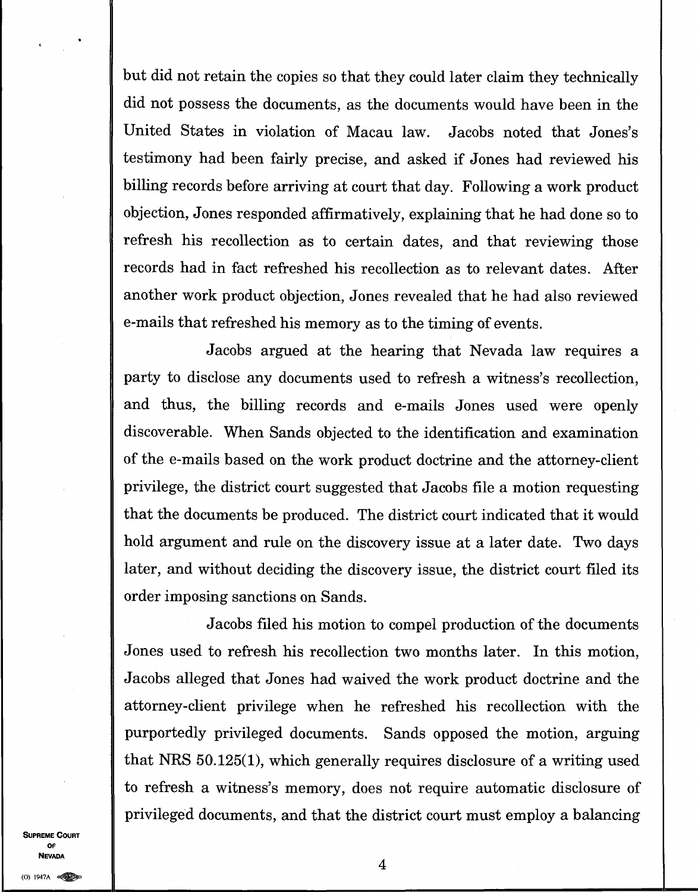but did not retain the copies so that they could later claim they technically did not possess the documents, as the documents would have been in the United States in violation of Macau law. Jacobs noted that Jones's testimony had been fairly precise, and asked if Jones had reviewed his billing records before arriving at court that day. Following a work product objection, Jones responded affirmatively, explaining that he had done so to refresh his recollection as to certain dates, and that reviewing those records had in fact refreshed his recollection as to relevant dates. After another work product objection, Jones revealed that he had also reviewed e-mails that refreshed his memory as to the timing of events.

Jacobs argued at the hearing that Nevada law requires a party to disclose any documents used to refresh a witness's recollection, and thus, the billing records and e-mails Jones used were openly discoverable. When Sands objected to the identification and examination of the e-mails based on the work product doctrine and the attorney-client privilege, the district court suggested that Jacobs file a motion requesting that the documents be produced. The district court indicated that it would hold argument and rule on the discovery issue at a later date. Two days later, and without deciding the discovery issue, the district court filed its order imposing sanctions on Sands.

Jacobs filed his motion to compel production of the documents Jones used to refresh his recollection two months later. In this motion, Jacobs alleged that Jones had waived the work product doctrine and the attorney-client privilege when he refreshed his recollection with the purportedly privileged documents. Sands opposed the motion, arguing that NRS 50.125(1), which generally requires disclosure of a writing used to refresh a witness's memory, does not require automatic disclosure of privileged documents, and that the district court must employ a balancing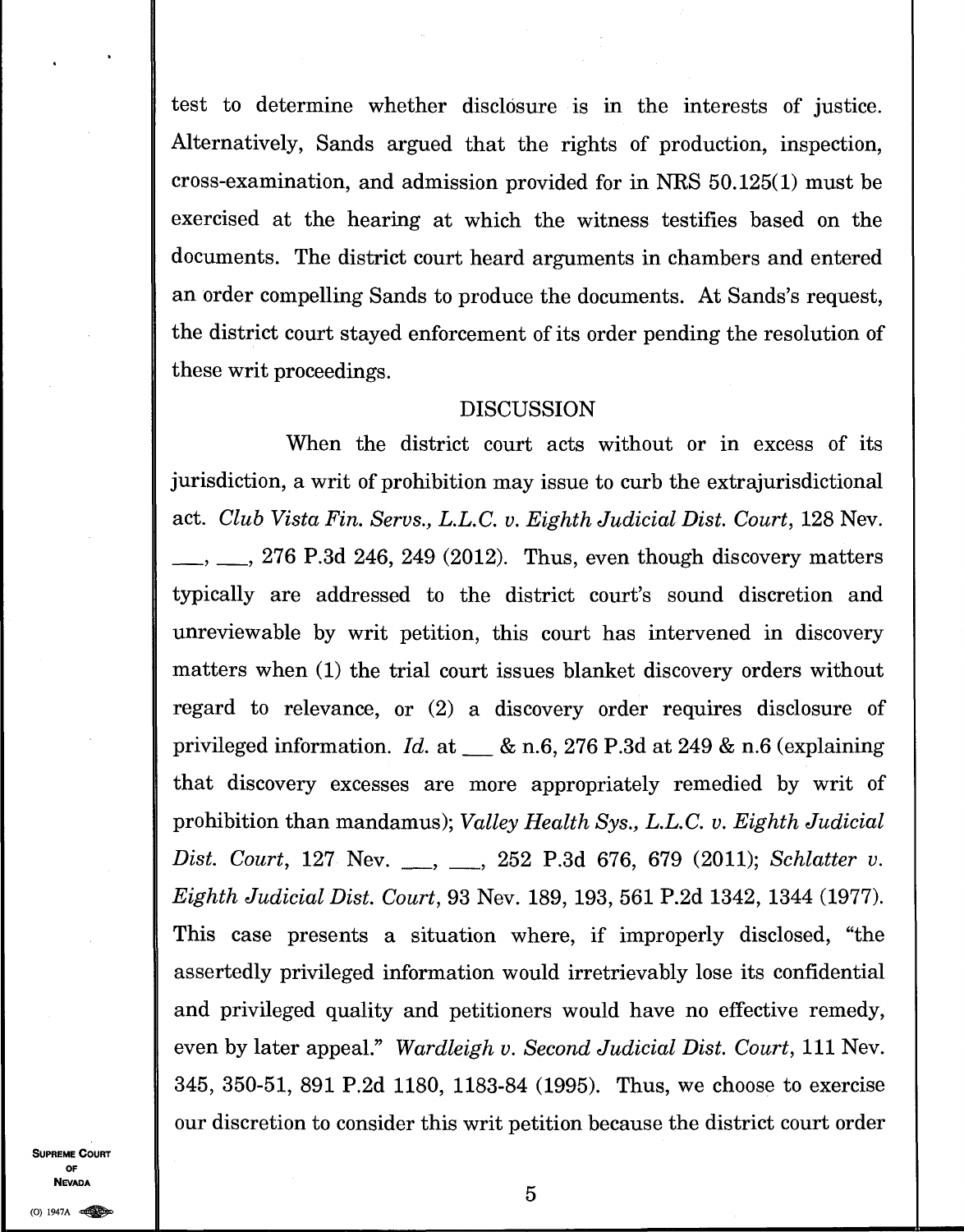test to determine whether disclosure is in the interests of justice. Alternatively, Sands argued that the rights of production, inspection, cross-examination, and admission provided for in NRS 50.125(1) must be exercised at the hearing at which the witness testifies based on the documents. The district court heard arguments in chambers and entered an order compelling Sands to produce the documents. At Sands's request, the district court stayed enforcement of its order pending the resolution of these writ proceedings.

## DISCUSSION

When the district court acts without or in excess of its jurisdiction, a writ of prohibition may issue to curb the extrajurisdictional act. *Club Vista Fin. Servs., L.L.C. v. Eighth Judicial Dist. Court*, 128 Nev. ___, ___, 276 P.3d 246, 249 (2012). Thus, even though discovery matters typically are addressed to the district court's sound discretion and unreviewable by writ petition, this court has intervened in discovery matters when (1) the trial court issues blanket discovery orders without regard to relevance, or (2) a discovery order requires disclosure of privileged information. *Id.* at ___ & n.6, 276 P.3d at 249 & n.6 (explaining that discovery excesses are more appropriately remedied by writ of prohibition than mandamus); *Valley Health Sys., L.L.C. v. Eighth Judicial Dist. Court*, 127 Nev. ___, ___, 252 P.3d 676, 679 (2011); *Schlatter v. Eighth Judicial Dist. Court*, 93 Nev. 189, 193, 561 P.2d 1342, 1344 (1977). This case presents a situation where, if improperly disclosed, "the assertedly privileged information would irretrievably lose its confidential and privileged quality and petitioners would have no effective remedy, even by later appeal." *Wardleigh v. Second Judicial Dist. Court*, 111 Nev. 345, 350-51, 891 P.2d 1180, 1183-84 (1995). Thus, we choose to exercise our discretion to consider this writ petition because the district court order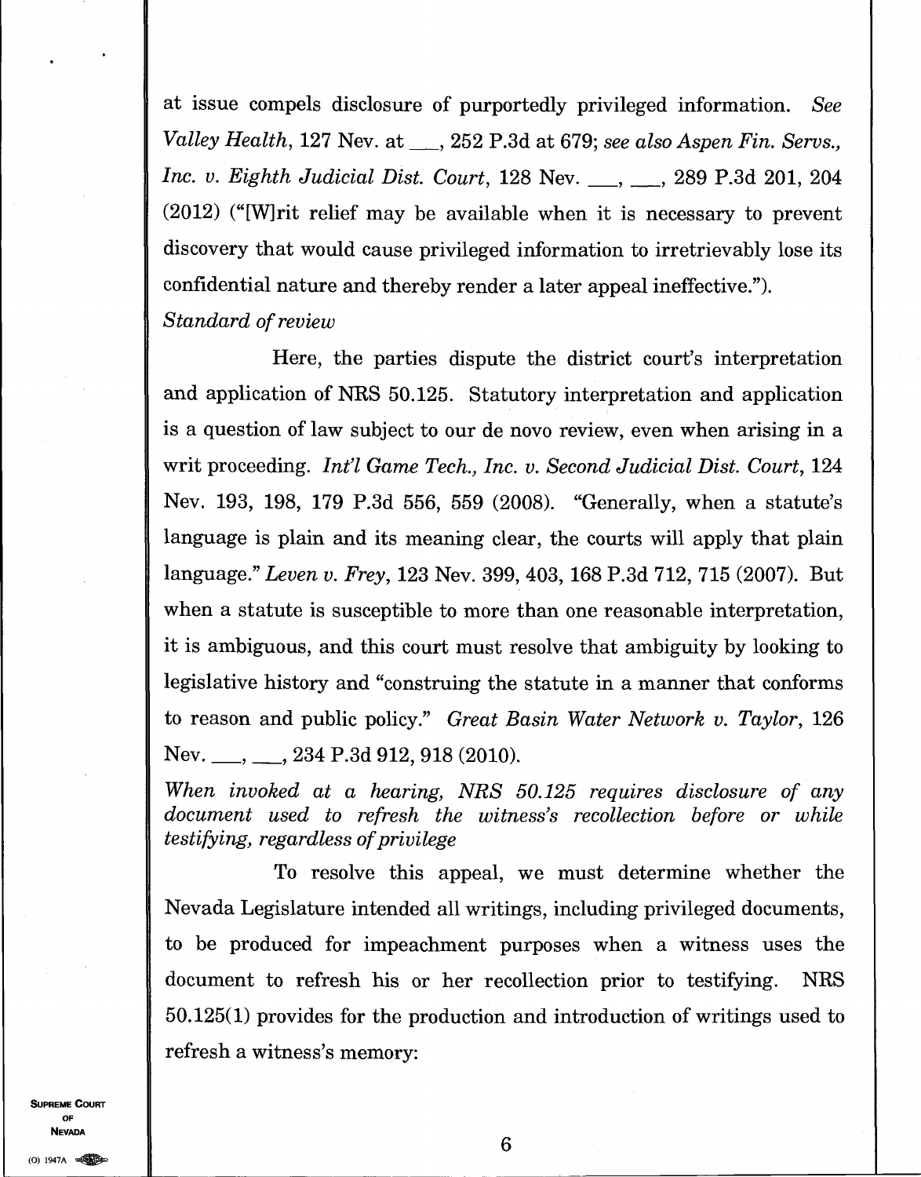at issue compels disclosure of purportedly privileged information. *See Valley Health*, 127 Nev. at ___, 252 P.3d at 679; *see also Aspen Fin. Servs., Inc. v. Eighth Judicial Dist. Court*, 128 Nev. ___, ___, 289 P.3d 201, 204 (2012) ("[W]rit relief may be available when it is necessary to prevent discovery that would cause privileged information to irretrievably lose its confidential nature and thereby render a later appeal ineffective.").

*Standard of review*

Here, the parties dispute the district court's interpretation and application of NRS 50.125. Statutory interpretation and application is a question of law subject to our de novo review, even when arising in a writ proceeding. *Int'l Game Tech., Inc. v. Second Judicial Dist. Court*, 124 Nev. 193, 198, 179 P.3d 556, 559 (2008). "Generally, when a statute's language is plain and its meaning clear, the courts will apply that plain language." *Leven v. Frey*, 123 Nev. 399, 403, 168 P.3d 712, 715 (2007). But when a statute is susceptible to more than one reasonable interpretation, it is ambiguous, and this court must resolve that ambiguity by looking to legislative history and "construing the statute in a manner that conforms to reason and public policy." *Great Basin Water Network v. Taylor*, 126 Nev. ___, ___, 234 P.3d 912, 918 (2010).

*When invoked at a hearing, NRS 50.125 requires disclosure of any document used to refresh the witness's recollection before or while testifying, regardless of privilege*

To resolve this appeal, we must determine whether the Nevada Legislature intended all writings, including privileged documents, to be produced for impeachment purposes when a witness uses the document to refresh his or her recollection prior to testifying. NRS 50.125(1) provides for the production and introduction of writings used to refresh a witness's memory: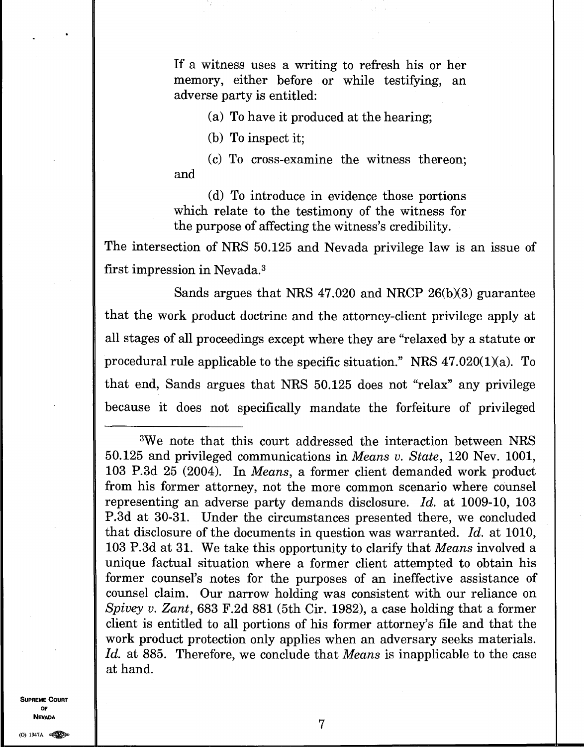> If a witness uses a writing to refresh his or her memory, either before or while testifying, an adverse party is entitled:
>
> (a) To have it produced at the hearing;
>
> (b) To inspect it;
>
> (c) To cross-examine the witness thereon; and
>
> (d) To introduce in evidence those portions which relate to the testimony of the witness for the purpose of affecting the witness's credibility.

The intersection of NRS 50.125 and Nevada privilege law is an issue of first impression in Nevada.[3]

Sands argues that NRS 47.020 and NRCP 26(b)(3) guarantee that the work product doctrine and the attorney-client privilege apply at all stages of all proceedings except where they are "relaxed by a statute or procedural rule applicable to the specific situation." NRS 47.020(1)(a). To that end, Sands argues that NRS 50.125 does not "relax" any privilege because it does not specifically mandate the forfeiture of privileged

---

[3]We note that this court addressed the interaction between NRS 50.125 and privileged communications in *Means v. State*, 120 Nev. 1001, 103 P.3d 25 (2004). In *Means*, a former client demanded work product from his former attorney, not the more common scenario where counsel representing an adverse party demands disclosure. *Id.* at 1009-10, 103 P.3d at 30-31. Under the circumstances presented there, we concluded that disclosure of the documents in question was warranted. *Id.* at 1010, 103 P.3d at 31. We take this opportunity to clarify that *Means* involved a unique factual situation where a former client attempted to obtain his former counsel's notes for the purposes of an ineffective assistance of counsel claim. Our narrow holding was consistent with our reliance on *Spivey v. Zant*, 683 F.2d 881 (5th Cir. 1982), a case holding that a former client is entitled to all portions of his former attorney's file and that the work product protection only applies when an adversary seeks materials. *Id.* at 885. Therefore, we conclude that *Means* is inapplicable to the case at hand.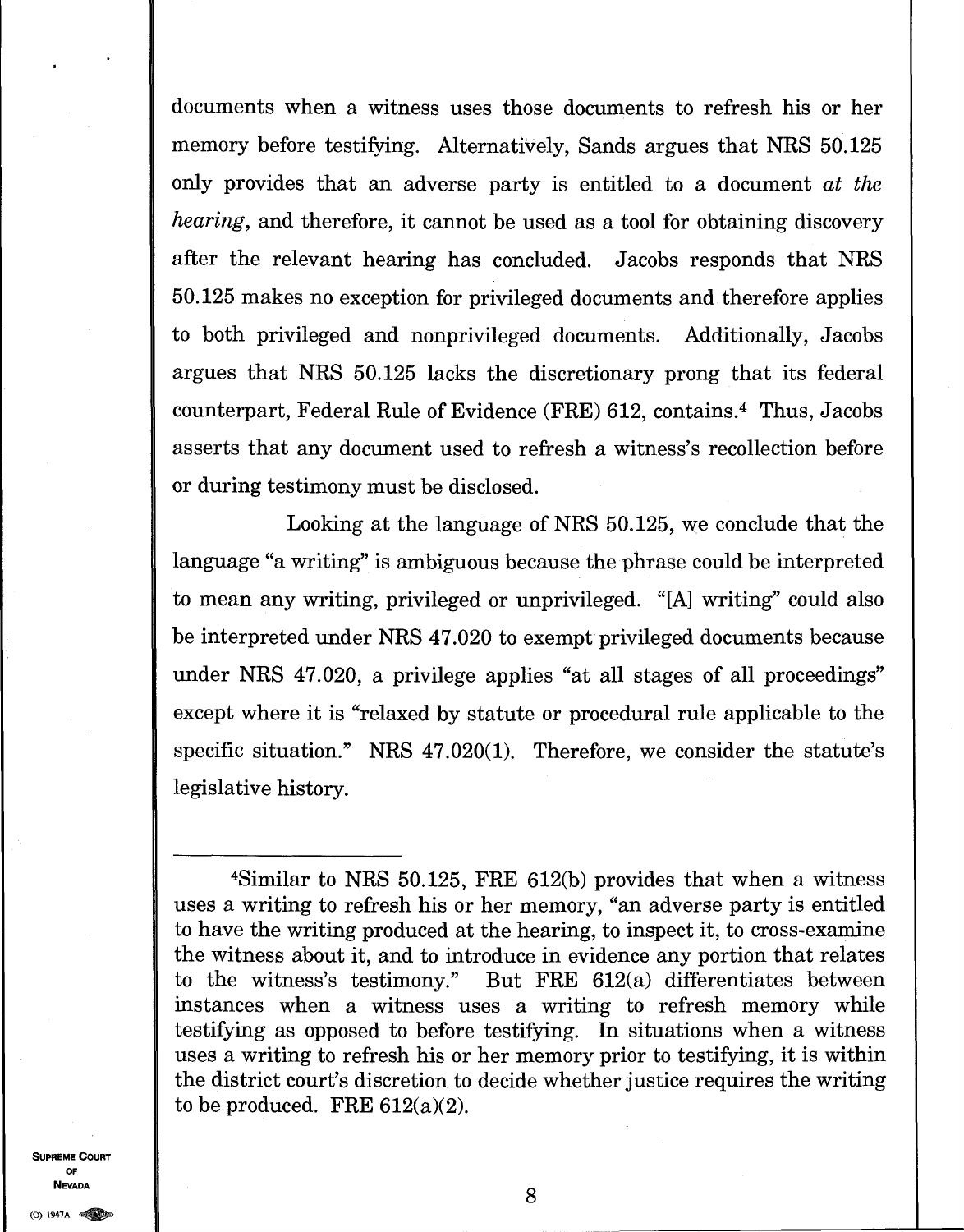documents when a witness uses those documents to refresh his or her memory before testifying. Alternatively, Sands argues that NRS 50.125 only provides that an adverse party is entitled to a document *at the hearing*, and therefore, it cannot be used as a tool for obtaining discovery after the relevant hearing has concluded. Jacobs responds that NRS 50.125 makes no exception for privileged documents and therefore applies to both privileged and nonprivileged documents. Additionally, Jacobs argues that NRS 50.125 lacks the discretionary prong that its federal counterpart, Federal Rule of Evidence (FRE) 612, contains.[4] Thus, Jacobs asserts that any document used to refresh a witness's recollection before or during testimony must be disclosed.

Looking at the language of NRS 50.125, we conclude that the language "a writing" is ambiguous because the phrase could be interpreted to mean any writing, privileged or unprivileged. "[A] writing" could also be interpreted under NRS 47.020 to exempt privileged documents because under NRS 47.020, a privilege applies "at all stages of all proceedings" except where it is "relaxed by statute or procedural rule applicable to the specific situation." NRS 47.020(1). Therefore, we consider the statute's legislative history.

---

[4]Similar to NRS 50.125, FRE 612(b) provides that when a witness uses a writing to refresh his or her memory, "an adverse party is entitled to have the writing produced at the hearing, to inspect it, to cross-examine the witness about it, and to introduce in evidence any portion that relates to the witness's testimony." But FRE 612(a) differentiates between instances when a witness uses a writing to refresh memory while testifying as opposed to before testifying. In situations when a witness uses a writing to refresh his or her memory prior to testifying, it is within the district court's discretion to decide whether justice requires the writing to be produced. FRE 612(a)(2).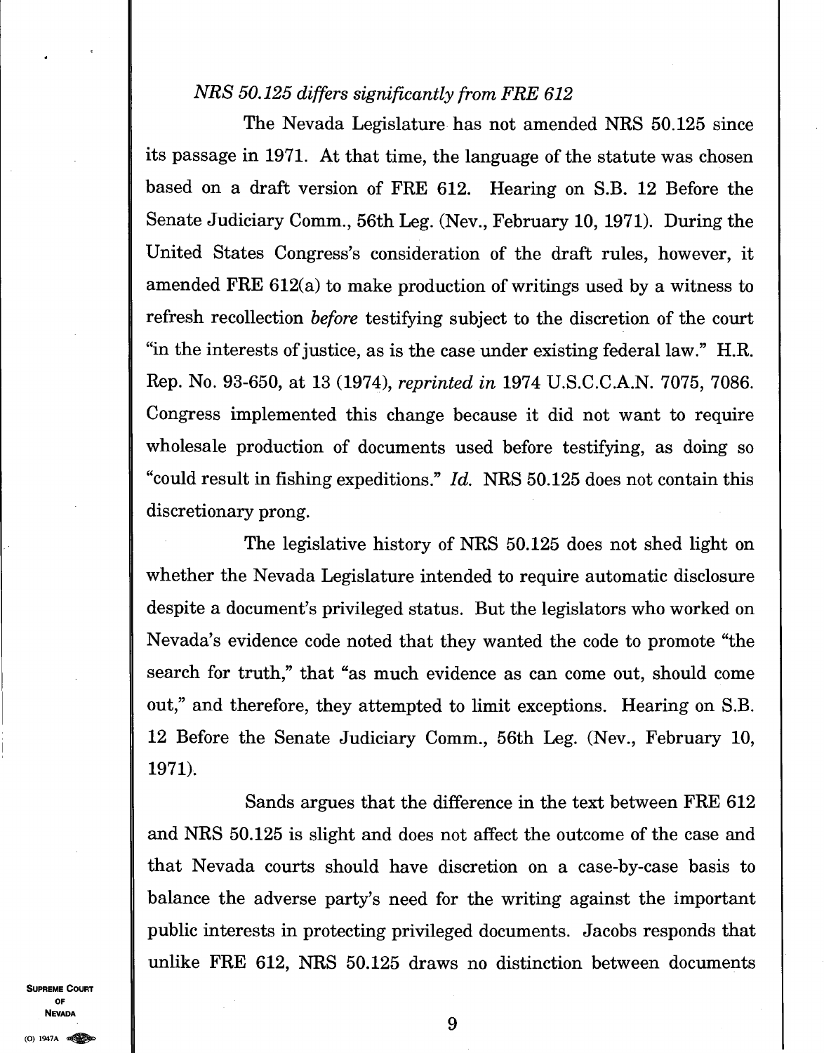*NRS 50.125 differs significantly from FRE 612*

The Nevada Legislature has not amended NRS 50.125 since its passage in 1971. At that time, the language of the statute was chosen based on a draft version of FRE 612. Hearing on S.B. 12 Before the Senate Judiciary Comm., 56th Leg. (Nev., February 10, 1971). During the United States Congress's consideration of the draft rules, however, it amended FRE 612(a) to make production of writings used by a witness to refresh recollection *before* testifying subject to the discretion of the court "in the interests of justice, as is the case under existing federal law." H.R. Rep. No. 93-650, at 13 (1974), *reprinted in* 1974 U.S.C.C.A.N. 7075, 7086. Congress implemented this change because it did not want to require wholesale production of documents used before testifying, as doing so "could result in fishing expeditions." *Id.* NRS 50.125 does not contain this discretionary prong.

The legislative history of NRS 50.125 does not shed light on whether the Nevada Legislature intended to require automatic disclosure despite a document's privileged status. But the legislators who worked on Nevada's evidence code noted that they wanted the code to promote "the search for truth," that "as much evidence as can come out, should come out," and therefore, they attempted to limit exceptions. Hearing on S.B. 12 Before the Senate Judiciary Comm., 56th Leg. (Nev., February 10, 1971).

Sands argues that the difference in the text between FRE 612 and NRS 50.125 is slight and does not affect the outcome of the case and that Nevada courts should have discretion on a case-by-case basis to balance the adverse party's need for the writing against the important public interests in protecting privileged documents. Jacobs responds that unlike FRE 612, NRS 50.125 draws no distinction between documents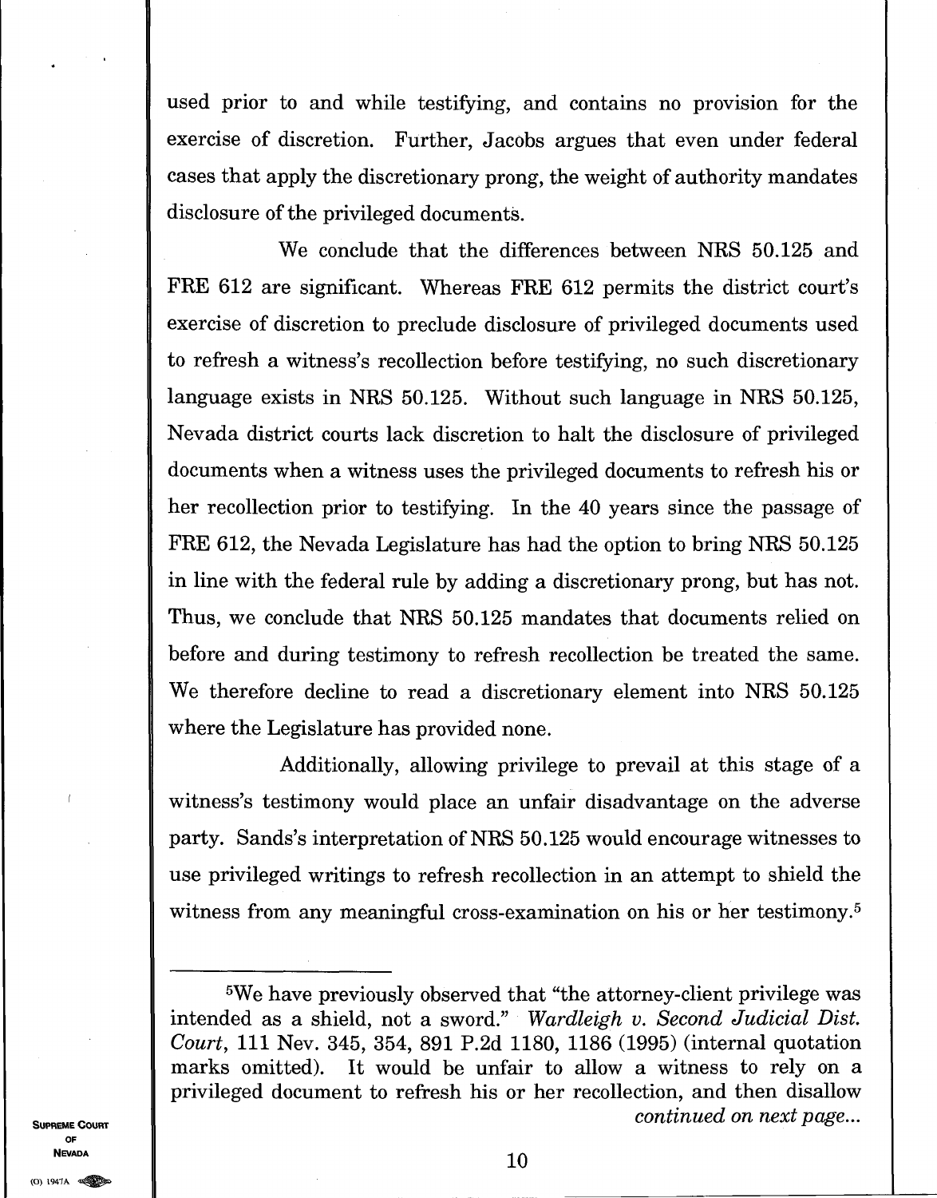used prior to and while testifying, and contains no provision for the exercise of discretion. Further, Jacobs argues that even under federal cases that apply the discretionary prong, the weight of authority mandates disclosure of the privileged documents.

We conclude that the differences between NRS 50.125 and FRE 612 are significant. Whereas FRE 612 permits the district court's exercise of discretion to preclude disclosure of privileged documents used to refresh a witness's recollection before testifying, no such discretionary language exists in NRS 50.125. Without such language in NRS 50.125, Nevada district courts lack discretion to halt the disclosure of privileged documents when a witness uses the privileged documents to refresh his or her recollection prior to testifying. In the 40 years since the passage of FRE 612, the Nevada Legislature has had the option to bring NRS 50.125 in line with the federal rule by adding a discretionary prong, but has not. Thus, we conclude that NRS 50.125 mandates that documents relied on before and during testimony to refresh recollection be treated the same. We therefore decline to read a discretionary element into NRS 50.125 where the Legislature has provided none.

Additionally, allowing privilege to prevail at this stage of a witness's testimony would place an unfair disadvantage on the adverse party. Sands's interpretation of NRS 50.125 would encourage witnesses to use privileged writings to refresh recollection in an attempt to shield the witness from any meaningful cross-examination on his or her testimony.[5]

---

[5]We have previously observed that "the attorney-client privilege was intended as a shield, not a sword." *Wardleigh v. Second Judicial Dist. Court*, 111 Nev. 345, 354, 891 P.2d 1180, 1186 (1995) (internal quotation marks omitted). It would be unfair to allow a witness to rely on a privileged document to refresh his or her recollection, and then disallow *continued on next page...*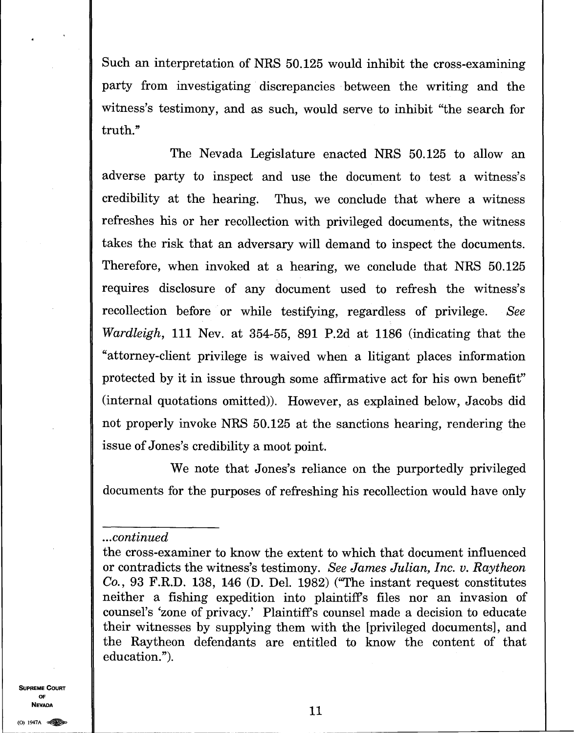Such an interpretation of NRS 50.125 would inhibit the cross-examining party from investigating discrepancies between the writing and the witness's testimony, and as such, would serve to inhibit "the search for truth."

The Nevada Legislature enacted NRS 50.125 to allow an adverse party to inspect and use the document to test a witness's credibility at the hearing. Thus, we conclude that where a witness refreshes his or her recollection with privileged documents, the witness takes the risk that an adversary will demand to inspect the documents. Therefore, when invoked at a hearing, we conclude that NRS 50.125 requires disclosure of any document used to refresh the witness's recollection before or while testifying, regardless of privilege. *See Wardleigh*, 111 Nev. at 354-55, 891 P.2d at 1186 (indicating that the "attorney-client privilege is waived when a litigant places information protected by it in issue through some affirmative act for his own benefit" (internal quotations omitted)). However, as explained below, Jacobs did not properly invoke NRS 50.125 at the sanctions hearing, rendering the issue of Jones's credibility a moot point.

We note that Jones's reliance on the purportedly privileged documents for the purposes of refreshing his recollection would have only

---

*...continued*

the cross-examiner to know the extent to which that document influenced or contradicts the witness's testimony. *See James Julian, Inc. v. Raytheon Co.*, 93 F.R.D. 138, 146 (D. Del. 1982) ("The instant request constitutes neither a fishing expedition into plaintiff's files nor an invasion of counsel's 'zone of privacy.' Plaintiff's counsel made a decision to educate their witnesses by supplying them with the [privileged documents], and the Raytheon defendants are entitled to know the content of that education.").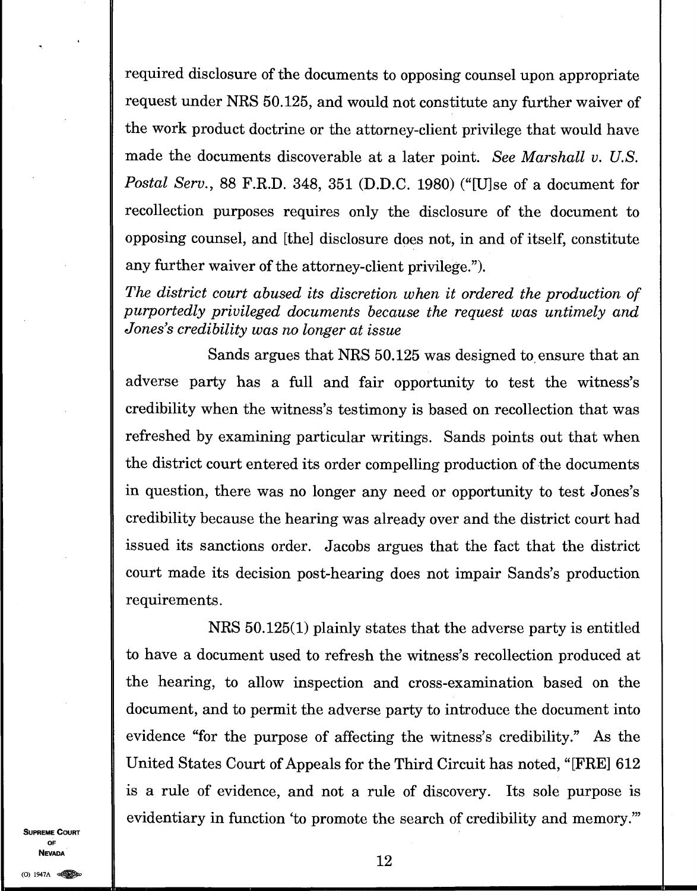required disclosure of the documents to opposing counsel upon appropriate request under NRS 50.125, and would not constitute any further waiver of the work product doctrine or the attorney-client privilege that would have made the documents discoverable at a later point. *See Marshall v. U.S. Postal Serv.*, 88 F.R.D. 348, 351 (D.D.C. 1980) ("[U]se of a document for recollection purposes requires only the disclosure of the document to opposing counsel, and [the] disclosure does not, in and of itself, constitute any further waiver of the attorney-client privilege.").

*The district court abused its discretion when it ordered the production of purportedly privileged documents because the request was untimely and Jones's credibility was no longer at issue*

Sands argues that NRS 50.125 was designed to ensure that an adverse party has a full and fair opportunity to test the witness's credibility when the witness's testimony is based on recollection that was refreshed by examining particular writings. Sands points out that when the district court entered its order compelling production of the documents in question, there was no longer any need or opportunity to test Jones's credibility because the hearing was already over and the district court had issued its sanctions order. Jacobs argues that the fact that the district court made its decision post-hearing does not impair Sands's production requirements.

NRS 50.125(1) plainly states that the adverse party is entitled to have a document used to refresh the witness's recollection produced at the hearing, to allow inspection and cross-examination based on the document, and to permit the adverse party to introduce the document into evidence "for the purpose of affecting the witness's credibility." As the United States Court of Appeals for the Third Circuit has noted, "[FRE] 612 is a rule of evidence, and not a rule of discovery. Its sole purpose is evidentiary in function 'to promote the search of credibility and memory.'"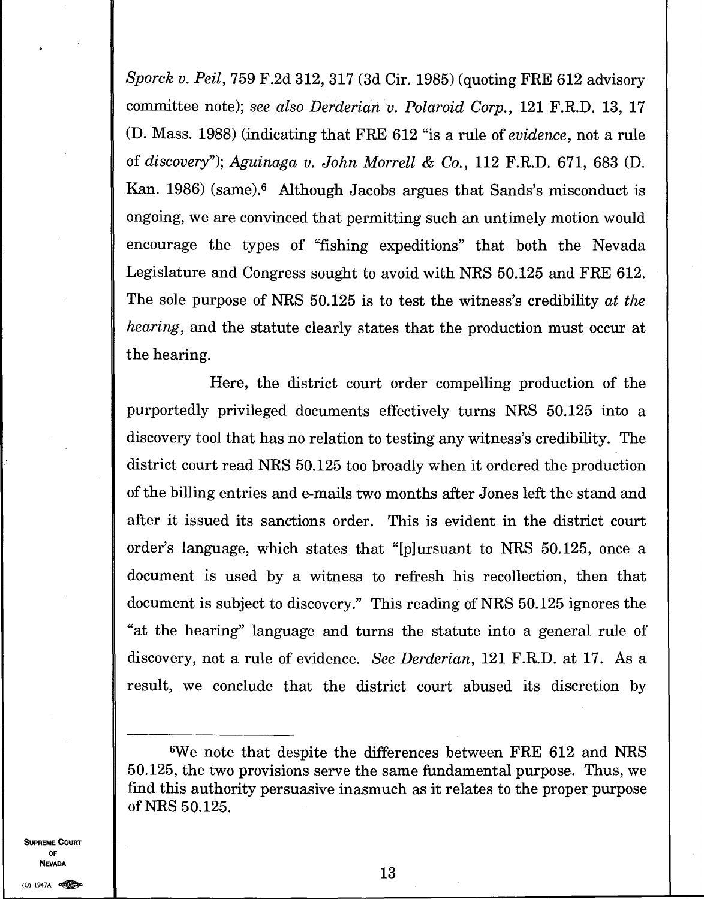*Sporck v. Peil*, 759 F.2d 312, 317 (3d Cir. 1985) (quoting FRE 612 advisory committee note); *see also Derderian v. Polaroid Corp.*, 121 F.R.D. 13, 17 (D. Mass. 1988) (indicating that FRE 612 "is a rule of *evidence*, not a rule of *discovery*"); *Aguinaga v. John Morrell & Co.*, 112 F.R.D. 671, 683 (D. Kan. 1986) (same).[6] Although Jacobs argues that Sands's misconduct is ongoing, we are convinced that permitting such an untimely motion would encourage the types of "fishing expeditions" that both the Nevada Legislature and Congress sought to avoid with NRS 50.125 and FRE 612. The sole purpose of NRS 50.125 is to test the witness's credibility *at the hearing*, and the statute clearly states that the production must occur at the hearing.

Here, the district court order compelling production of the purportedly privileged documents effectively turns NRS 50.125 into a discovery tool that has no relation to testing any witness's credibility. The district court read NRS 50.125 too broadly when it ordered the production of the billing entries and e-mails two months after Jones left the stand and after it issued its sanctions order. This is evident in the district court order's language, which states that "[p]ursuant to NRS 50.125, once a document is used by a witness to refresh his recollection, then that document is subject to discovery." This reading of NRS 50.125 ignores the "at the hearing" language and turns the statute into a general rule of discovery, not a rule of evidence. *See Derderian*, 121 F.R.D. at 17. As a result, we conclude that the district court abused its discretion by

---

[6]We note that despite the differences between FRE 612 and NRS 50.125, the two provisions serve the same fundamental purpose. Thus, we find this authority persuasive inasmuch as it relates to the proper purpose of NRS 50.125.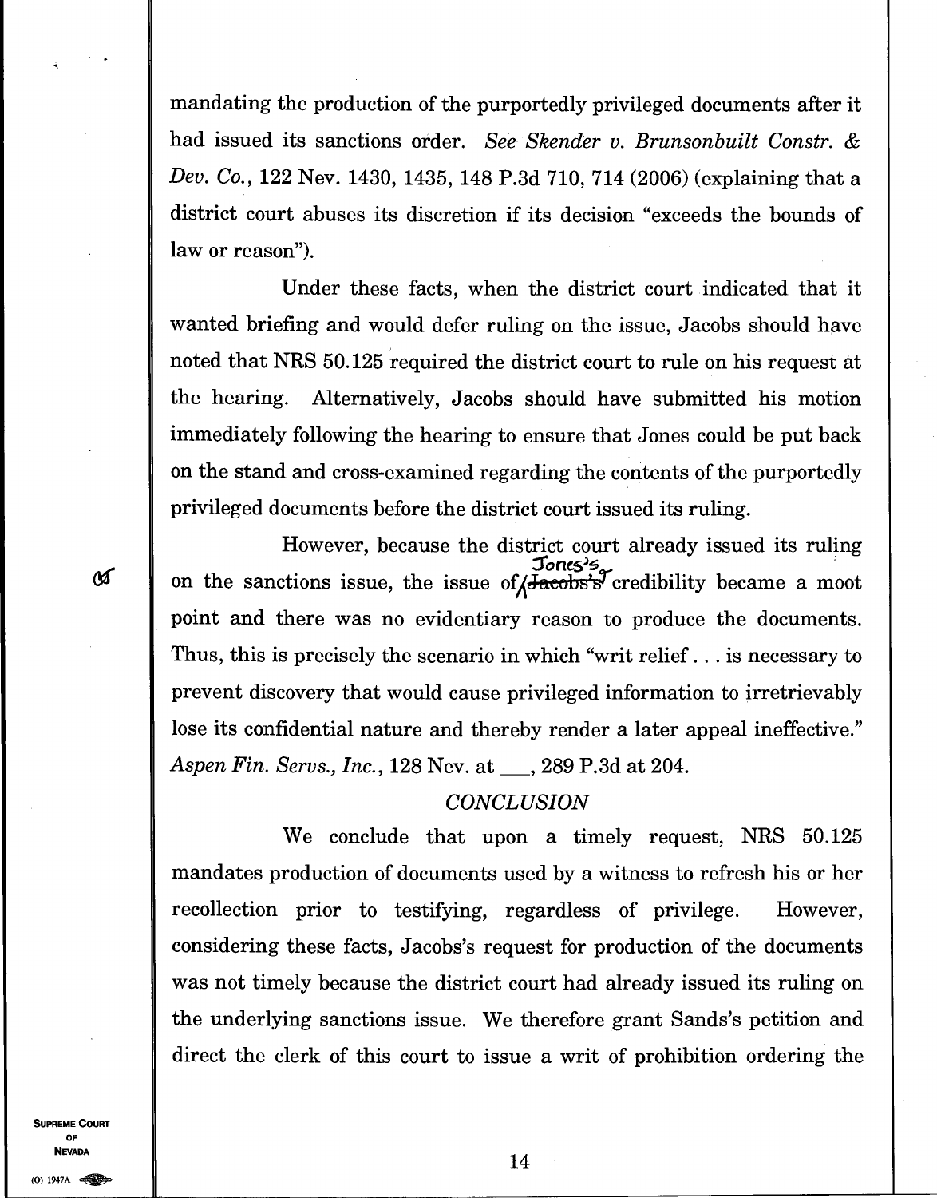mandating the production of the purportedly privileged documents after it had issued its sanctions order. *See Skender v. Brunsonbuilt Constr. & Dev. Co.*, 122 Nev. 1430, 1435, 148 P.3d 710, 714 (2006) (explaining that a district court abuses its discretion if its decision "exceeds the bounds of law or reason").

Under these facts, when the district court indicated that it wanted briefing and would defer ruling on the issue, Jacobs should have noted that NRS 50.125 required the district court to rule on his request at the hearing. Alternatively, Jacobs should have submitted his motion immediately following the hearing to ensure that Jones could be put back on the stand and cross-examined regarding the contents of the purportedly privileged documents before the district court issued its ruling.

However, because the district court already issued its ruling on the sanctions issue, the issue of Jones's credibility became a moot point and there was no evidentiary reason to produce the documents. Thus, this is precisely the scenario in which "writ relief . . . is necessary to prevent discovery that would cause privileged information to irretrievably lose its confidential nature and thereby render a later appeal ineffective." *Aspen Fin. Servs., Inc.*, 128 Nev. at ___, 289 P.3d at 204.

## *CONCLUSION*

We conclude that upon a timely request, NRS 50.125 mandates production of documents used by a witness to refresh his or her recollection prior to testifying, regardless of privilege. However, considering these facts, Jacobs's request for production of the documents was not timely because the district court had already issued its ruling on the underlying sanctions issue. We therefore grant Sands's petition and direct the clerk of this court to issue a writ of prohibition ordering the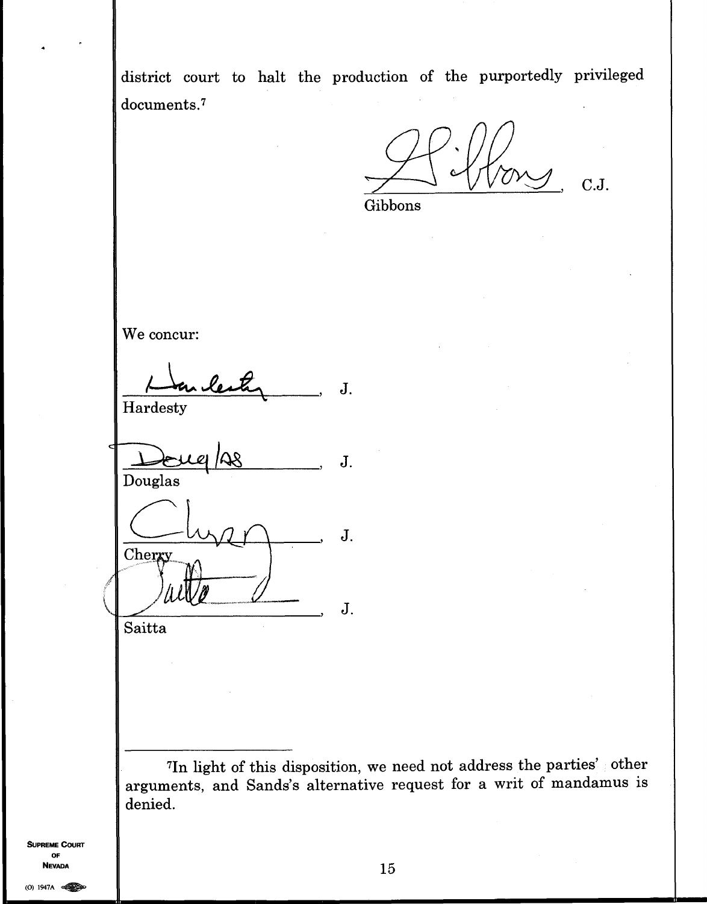district court to halt the production of the purportedly privileged documents.[7]

_______________, C.J.
Gibbons

We concur:

_______________, J.
Hardesty

_______________, J.
Douglas

_______________, J.
Cherry

_______________, J.
Saitta

---

[7]In light of this disposition, we need not address the parties' other arguments, and Sands's alternative request for a writ of mandamus is denied.